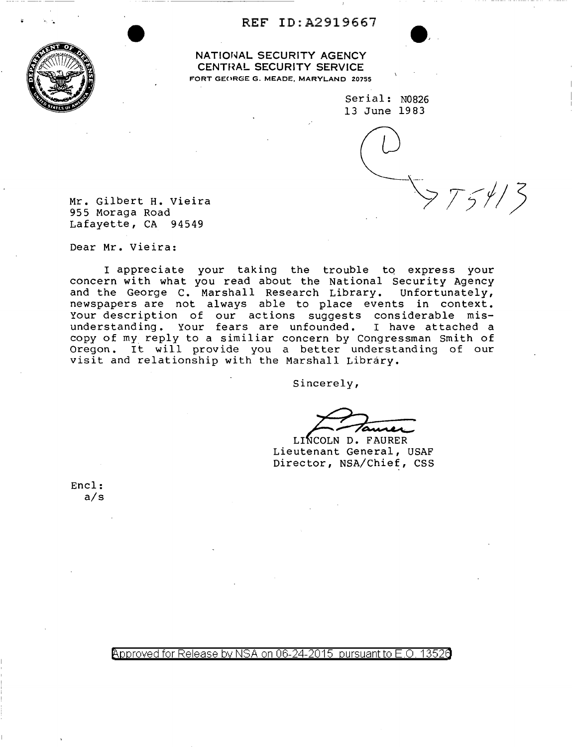REF ID:A2919667

NATIONAL SECURITY AGENCY
CENTRAL SECURITY SERVICE
FORT GEORGE G. MEADE, MARYLAND 20755

Serial: N0826
13 June 1983

Mr. Gilbert H. Vieira
955 Moraga Road
Lafayette, CA 94549

Dear Mr. Vieira:

I appreciate your taking the trouble to express your concern with what you read about the National Security Agency and the George C. Marshall Research Library. Unfortunately, newspapers are not always able to place events in context. Your description of our actions suggests considerable misunderstanding. Your fears are unfounded. I have attached a copy of my reply to a similiar concern by Congressman Smith of Oregon. It will provide you a better understanding of our visit and relationship with the Marshall Library.

Sincerely,

LINCOLN D. FAURER
Lieutenant General, USAF
Director, NSA/Chief, CSS

Encl:
a/s

Approved for Release by NSA on 06-24-2015 pursuant to E.O. 13526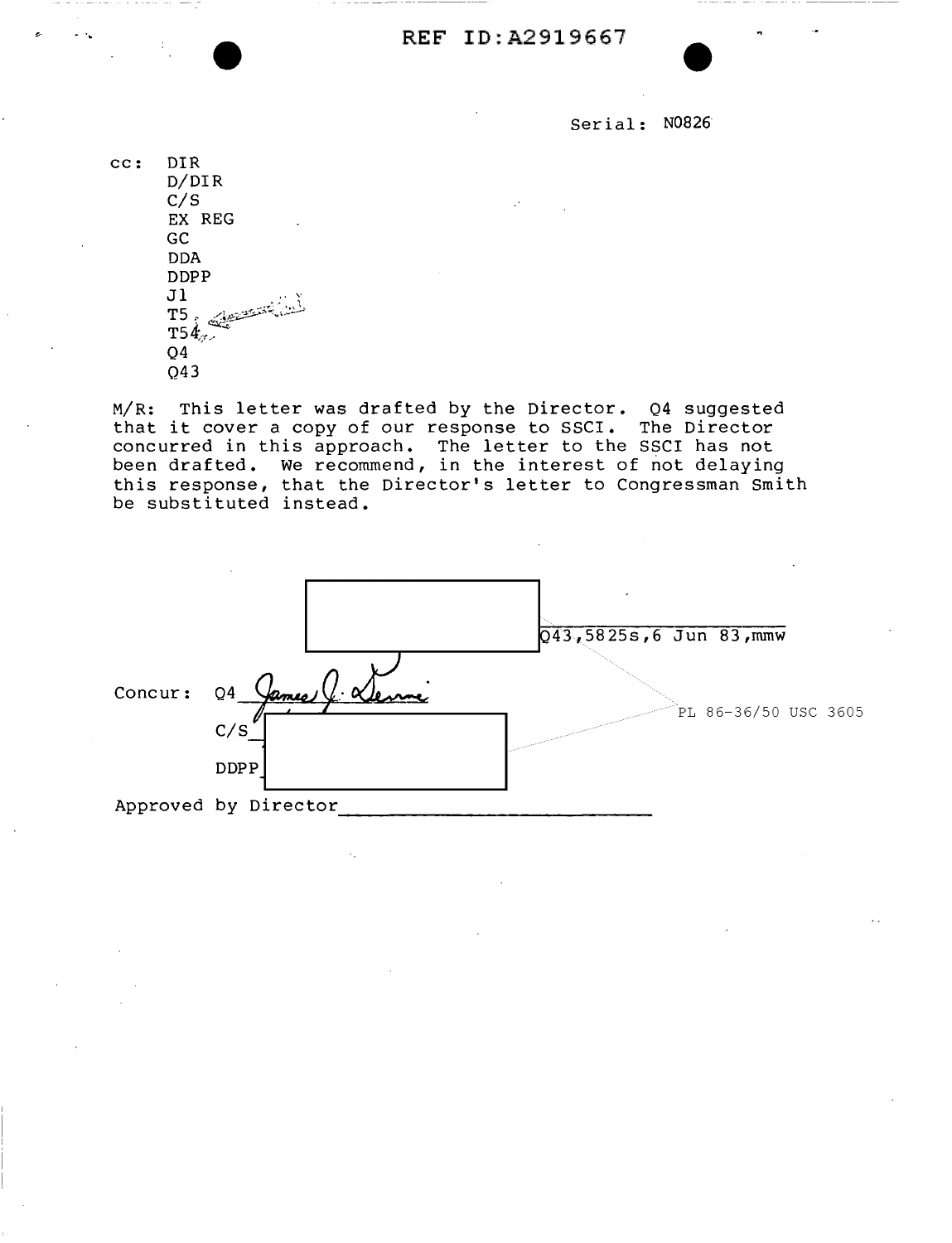REF ID:A2919667

Serial: N0826

cc: DIR
D/DIR
C/S
EX REG
GC
DDA
DDPP
J1
T5
T54
Q4
Q43

M/R: This letter was drafted by the Director. Q4 suggested that it cover a copy of our response to SSCI. The Director concurred in this approach. The letter to the SSCI has not been drafted. We recommend, in the interest of not delaying this response, that the Director's letter to Congressman Smith be substituted instead.

Q43,5825s,6 Jun 83,mmw

PL 86-36/50 USC 3605

Concur: Q4 James J. Devine

C/S

DDPP

Approved by Director ______________________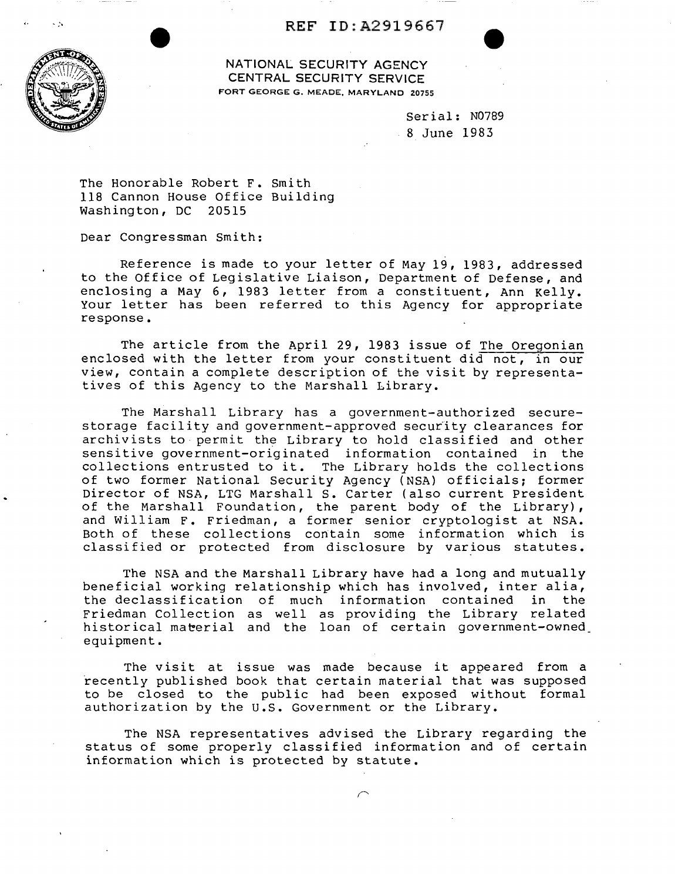REF ID:A2919667

NATIONAL SECURITY AGENCY
CENTRAL SECURITY SERVICE
FORT GEORGE G. MEADE, MARYLAND 20755

Serial: N0789
8 June 1983

The Honorable Robert F. Smith
118 Cannon House Office Building
Washington, DC 20515

Dear Congressman Smith:

Reference is made to your letter of May 19, 1983, addressed to the Office of Legislative Liaison, Department of Defense, and enclosing a May 6, 1983 letter from a constituent, Ann Kelly. Your letter has been referred to this Agency for appropriate response.

The article from the April 29, 1983 issue of The Oregonian enclosed with the letter from your constituent did not, in our view, contain a complete description of the visit by representatives of this Agency to the Marshall Library.

The Marshall Library has a government-authorized secure-storage facility and government-approved security clearances for archivists to permit the Library to hold classified and other sensitive government-originated information contained in the collections entrusted to it. The Library holds the collections of two former National Security Agency (NSA) officials; former Director of NSA, LTG Marshall S. Carter (also current President of the Marshall Foundation, the parent body of the Library), and William F. Friedman, a former senior cryptologist at NSA. Both of these collections contain some information which is classified or protected from disclosure by various statutes.

The NSA and the Marshall Library have had a long and mutually beneficial working relationship which has involved, inter alia, the declassification of much information contained in the Friedman Collection as well as providing the Library related historical material and the loan of certain government-owned equipment.

The visit at issue was made because it appeared from a recently published book that certain material that was supposed to be closed to the public had been exposed without formal authorization by the U.S. Government or the Library.

The NSA representatives advised the Library regarding the status of some properly classified information and of certain information which is protected by statute.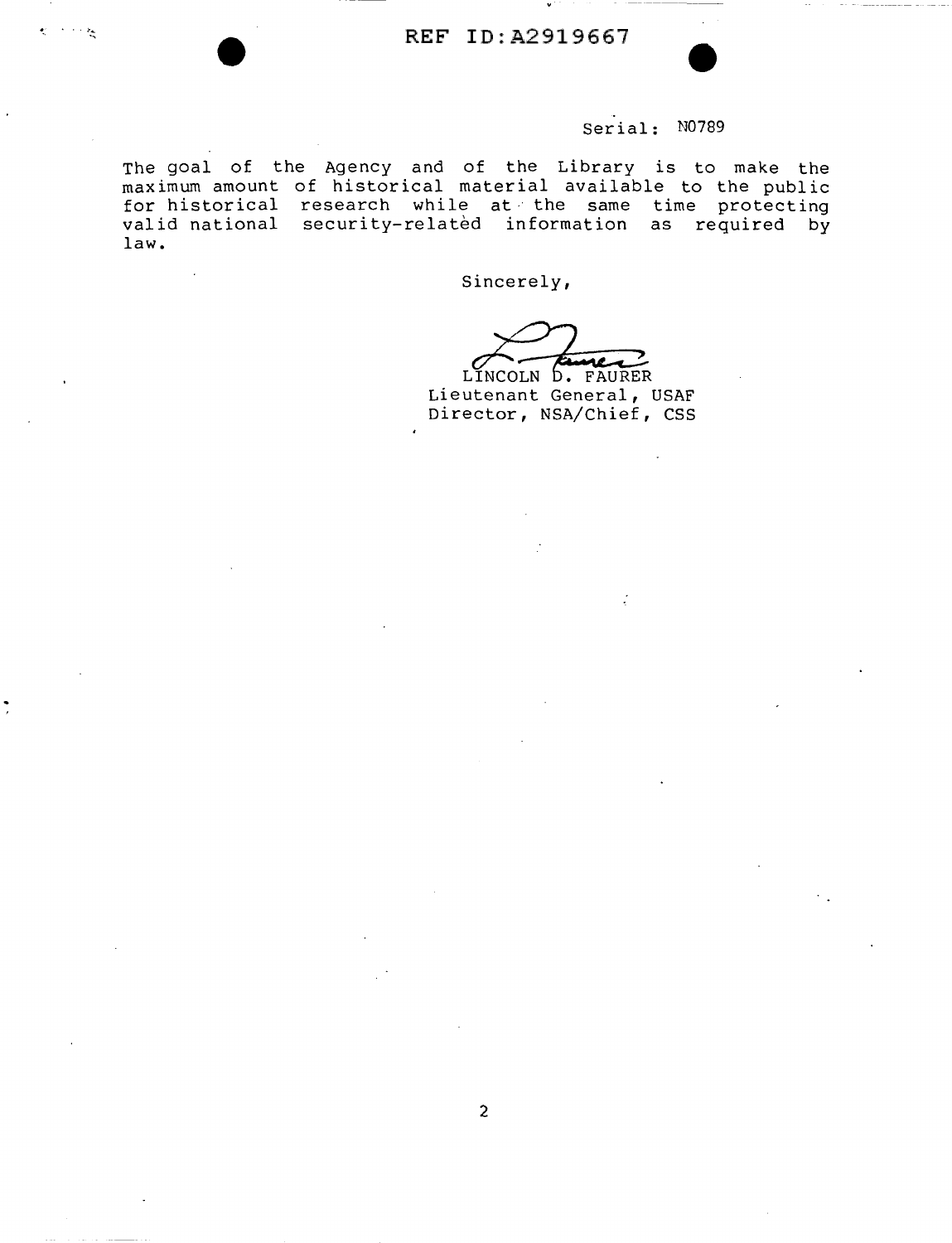Serial: N0789

The goal of the Agency and of the Library is to make the maximum amount of historical material available to the public for historical research while at the same time protecting valid national security-related information as required by law.

Sincerely,

LINCOLN D. FAURER
Lieutenant General, USAF
Director, NSA/Chief, CSS